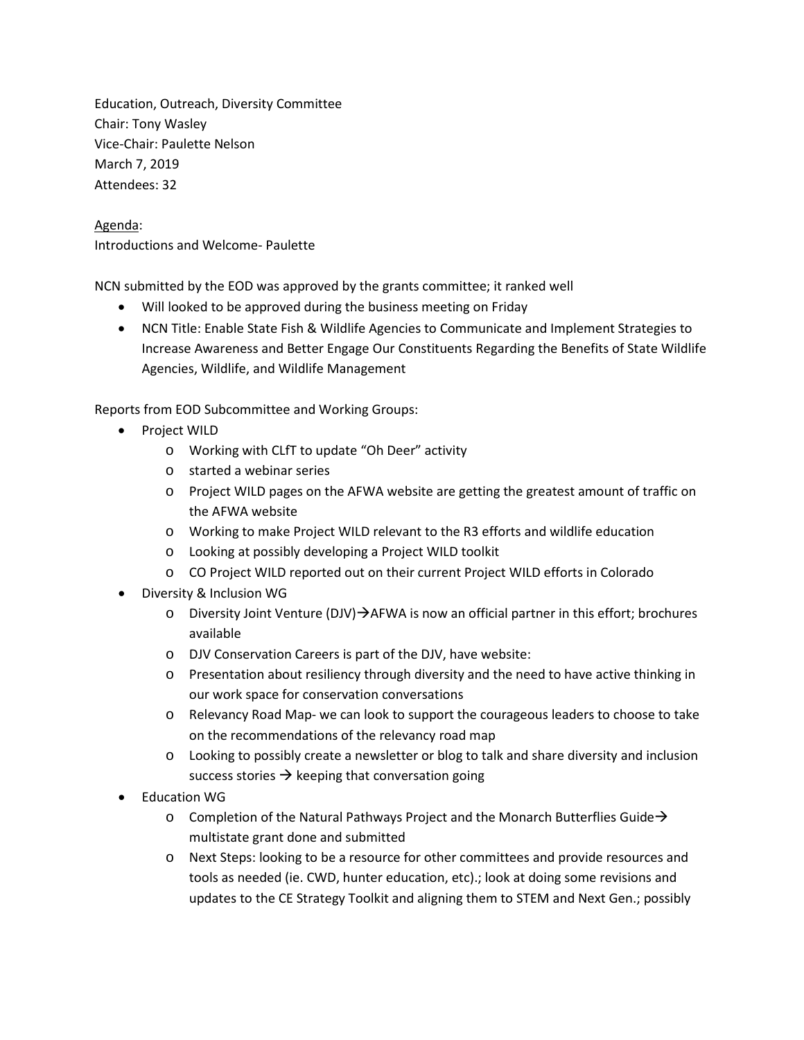Education, Outreach, Diversity Committee
Chair: Tony Wasley
Vice-Chair: Paulette Nelson
March 7, 2019
Attendees: 32

Agenda:
Introductions and Welcome- Paulette

NCN submitted by the EOD was approved by the grants committee; it ranked well

- Will looked to be approved during the business meeting on Friday
- NCN Title: Enable State Fish & Wildlife Agencies to Communicate and Implement Strategies to Increase Awareness and Better Engage Our Constituents Regarding the Benefits of State Wildlife Agencies, Wildlife, and Wildlife Management

Reports from EOD Subcommittee and Working Groups:

- Project WILD
  - Working with CLfT to update "Oh Deer" activity
  - started a webinar series
  - Project WILD pages on the AFWA website are getting the greatest amount of traffic on the AFWA website
  - Working to make Project WILD relevant to the R3 efforts and wildlife education
  - Looking at possibly developing a Project WILD toolkit
  - CO Project WILD reported out on their current Project WILD efforts in Colorado
- Diversity & Inclusion WG
  - Diversity Joint Venture (DJV)→AFWA is now an official partner in this effort; brochures available
  - DJV Conservation Careers is part of the DJV, have website:
  - Presentation about resiliency through diversity and the need to have active thinking in our work space for conservation conversations
  - Relevancy Road Map- we can look to support the courageous leaders to choose to take on the recommendations of the relevancy road map
  - Looking to possibly create a newsletter or blog to talk and share diversity and inclusion success stories → keeping that conversation going
- Education WG
  - Completion of the Natural Pathways Project and the Monarch Butterflies Guide→ multistate grant done and submitted
  - Next Steps: looking to be a resource for other committees and provide resources and tools as needed (ie. CWD, hunter education, etc).; look at doing some revisions and updates to the CE Strategy Toolkit and aligning them to STEM and Next Gen.; possibly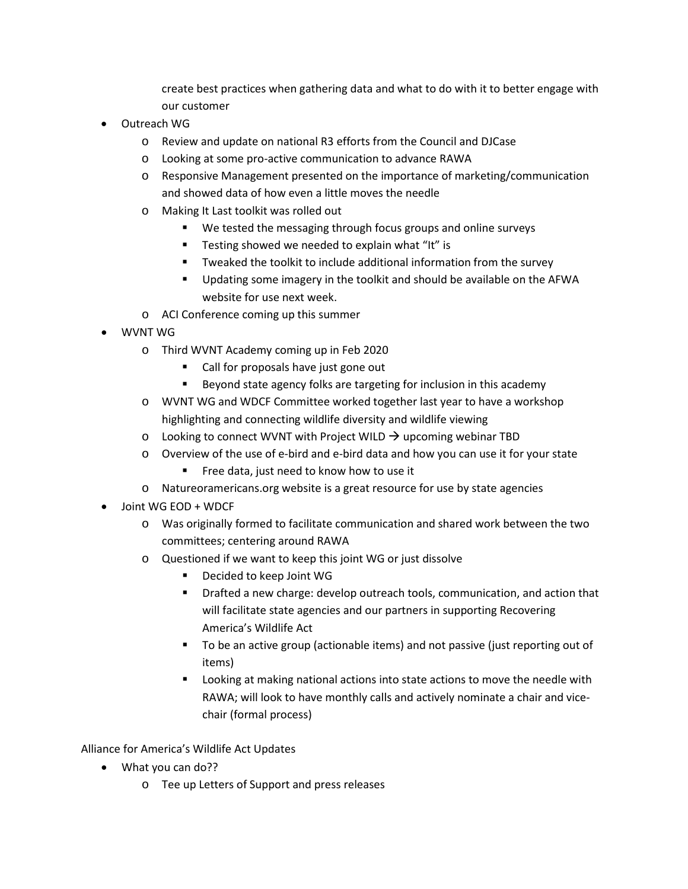create best practices when gathering data and what to do with it to better engage with our customer

- Outreach WG
  - Review and update on national R3 efforts from the Council and DJCase
  - Looking at some pro-active communication to advance RAWA
  - Responsive Management presented on the importance of marketing/communication and showed data of how even a little moves the needle
  - Making It Last toolkit was rolled out
    - We tested the messaging through focus groups and online surveys
    - Testing showed we needed to explain what "It" is
    - Tweaked the toolkit to include additional information from the survey
    - Updating some imagery in the toolkit and should be available on the AFWA website for use next week.
  - ACI Conference coming up this summer
- WVNT WG
  - Third WVNT Academy coming up in Feb 2020
    - Call for proposals have just gone out
    - Beyond state agency folks are targeting for inclusion in this academy
  - WVNT WG and WDCF Committee worked together last year to have a workshop highlighting and connecting wildlife diversity and wildlife viewing
  - Looking to connect WVNT with Project WILD → upcoming webinar TBD
  - Overview of the use of e-bird and e-bird data and how you can use it for your state
    - Free data, just need to know how to use it
  - Natureoramericans.org website is a great resource for use by state agencies
- Joint WG EOD + WDCF
  - Was originally formed to facilitate communication and shared work between the two committees; centering around RAWA
  - Questioned if we want to keep this joint WG or just dissolve
    - Decided to keep Joint WG
    - Drafted a new charge: develop outreach tools, communication, and action that will facilitate state agencies and our partners in supporting Recovering America's Wildlife Act
    - To be an active group (actionable items) and not passive (just reporting out of items)
    - Looking at making national actions into state actions to move the needle with RAWA; will look to have monthly calls and actively nominate a chair and vice-chair (formal process)

Alliance for America's Wildlife Act Updates

- What you can do??
  - Tee up Letters of Support and press releases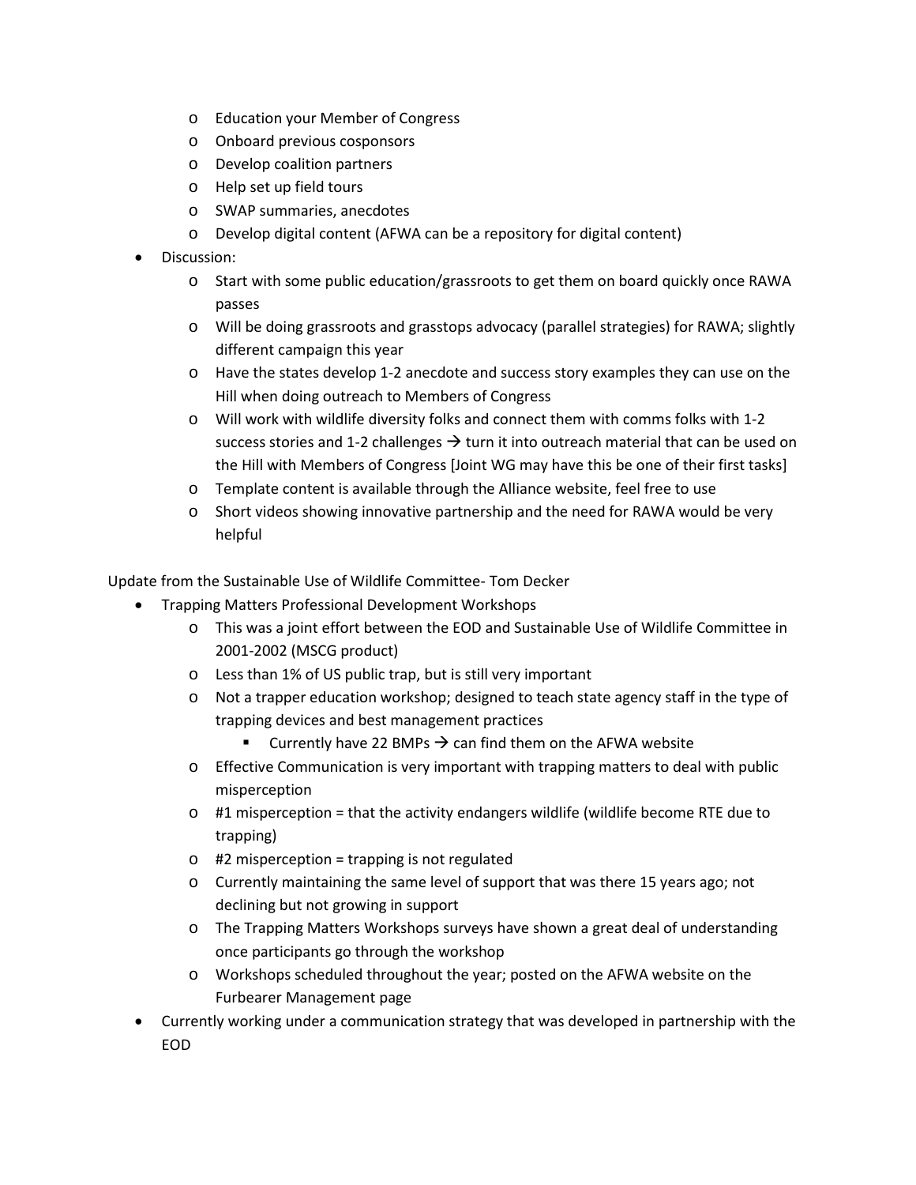- Education your Member of Congress
- Onboard previous cosponsors
- Develop coalition partners
- Help set up field tours
- SWAP summaries, anecdotes
- Develop digital content (AFWA can be a repository for digital content)

- Discussion:
  - Start with some public education/grassroots to get them on board quickly once RAWA passes
  - Will be doing grassroots and grasstops advocacy (parallel strategies) for RAWA; slightly different campaign this year
  - Have the states develop 1-2 anecdote and success story examples they can use on the Hill when doing outreach to Members of Congress
  - Will work with wildlife diversity folks and connect them with comms folks with 1-2 success stories and 1-2 challenges → turn it into outreach material that can be used on the Hill with Members of Congress [Joint WG may have this be one of their first tasks]
  - Template content is available through the Alliance website, feel free to use
  - Short videos showing innovative partnership and the need for RAWA would be very helpful

Update from the Sustainable Use of Wildlife Committee- Tom Decker

- Trapping Matters Professional Development Workshops
  - This was a joint effort between the EOD and Sustainable Use of Wildlife Committee in 2001-2002 (MSCG product)
  - Less than 1% of US public trap, but is still very important
  - Not a trapper education workshop; designed to teach state agency staff in the type of trapping devices and best management practices
    - Currently have 22 BMPs → can find them on the AFWA website
  - Effective Communication is very important with trapping matters to deal with public misperception
  - #1 misperception = that the activity endangers wildlife (wildlife become RTE due to trapping)
  - #2 misperception = trapping is not regulated
  - Currently maintaining the same level of support that was there 15 years ago; not declining but not growing in support
  - The Trapping Matters Workshops surveys have shown a great deal of understanding once participants go through the workshop
  - Workshops scheduled throughout the year; posted on the AFWA website on the Furbearer Management page
- Currently working under a communication strategy that was developed in partnership with the EOD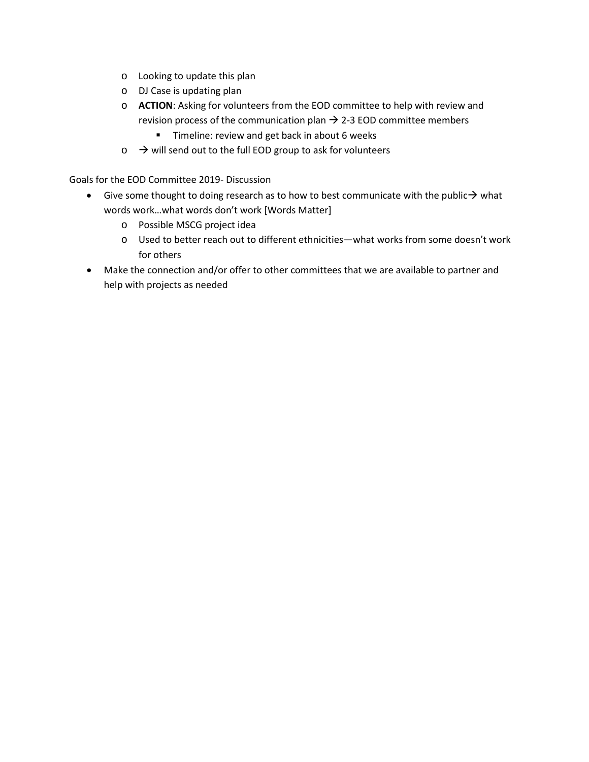- Looking to update this plan
  - DJ Case is updating plan
  - **ACTION**: Asking for volunteers from the EOD committee to help with review and revision process of the communication plan → 2-3 EOD committee members
    - Timeline: review and get back in about 6 weeks
  - → will send out to the full EOD group to ask for volunteers

Goals for the EOD Committee 2019- Discussion

- Give some thought to doing research as to how to best communicate with the public→ what words work…what words don't work [Words Matter]
  - Possible MSCG project idea
  - Used to better reach out to different ethnicities—what works from some doesn't work for others
- Make the connection and/or offer to other committees that we are available to partner and help with projects as needed